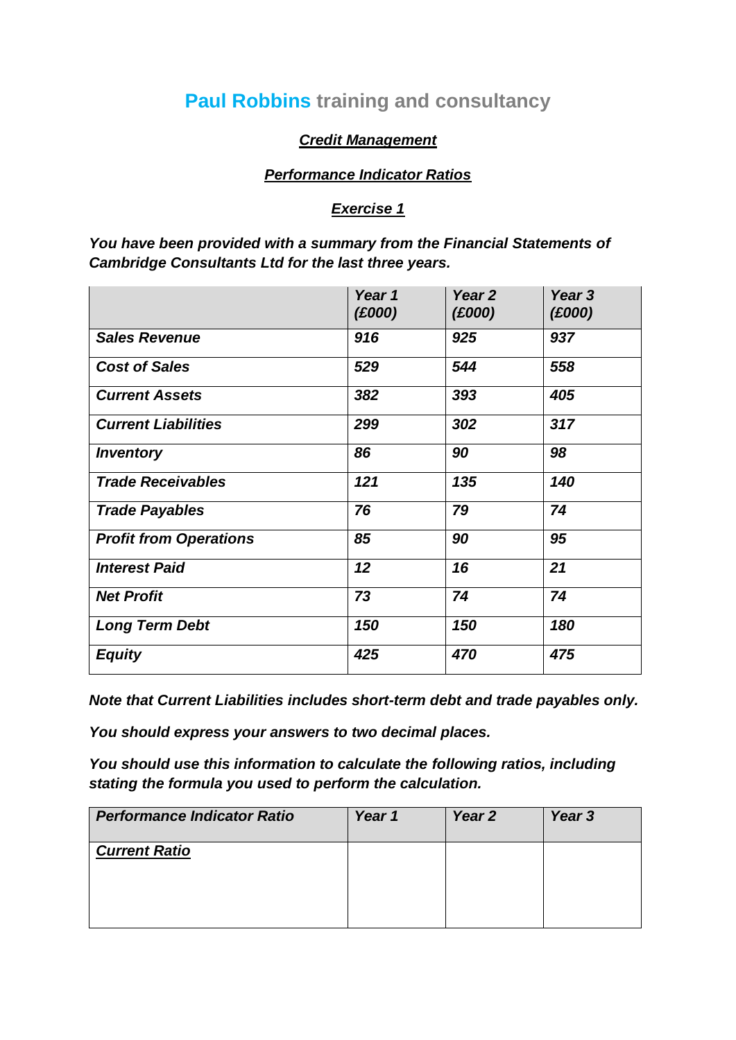# **Paul Robbins** training and consultancy

***<u>Credit Management</u>***

***<u>Performance Indicator Ratios</u>***

***<u>Exercise 1</u>***

***You have been provided with a summary from the Financial Statements of Cambridge Consultants Ltd for the last three years.***

| | ***Year 1 (£000)*** | ***Year 2 (£000)*** | ***Year 3 (£000)*** |
|---|---|---|---|
| ***Sales Revenue*** | ***916*** | ***925*** | ***937*** |
| ***Cost of Sales*** | ***529*** | ***544*** | ***558*** |
| ***Current Assets*** | ***382*** | ***393*** | ***405*** |
| ***Current Liabilities*** | ***299*** | ***302*** | ***317*** |
| ***Inventory*** | ***86*** | ***90*** | ***98*** |
| ***Trade Receivables*** | ***121*** | ***135*** | ***140*** |
| ***Trade Payables*** | ***76*** | ***79*** | ***74*** |
| ***Profit from Operations*** | ***85*** | ***90*** | ***95*** |
| ***Interest Paid*** | ***12*** | ***16*** | ***21*** |
| ***Net Profit*** | ***73*** | ***74*** | ***74*** |
| ***Long Term Debt*** | ***150*** | ***150*** | ***180*** |
| ***Equity*** | ***425*** | ***470*** | ***475*** |

***Note that Current Liabilities includes short-term debt and trade payables only.***

***You should express your answers to two decimal places.***

***You should use this information to calculate the following ratios, including stating the formula you used to perform the calculation.***

| ***Performance Indicator Ratio*** | ***Year 1*** | ***Year 2*** | ***Year 3*** |
|---|---|---|---|
| ***<u>Current Ratio</u>*** | | | |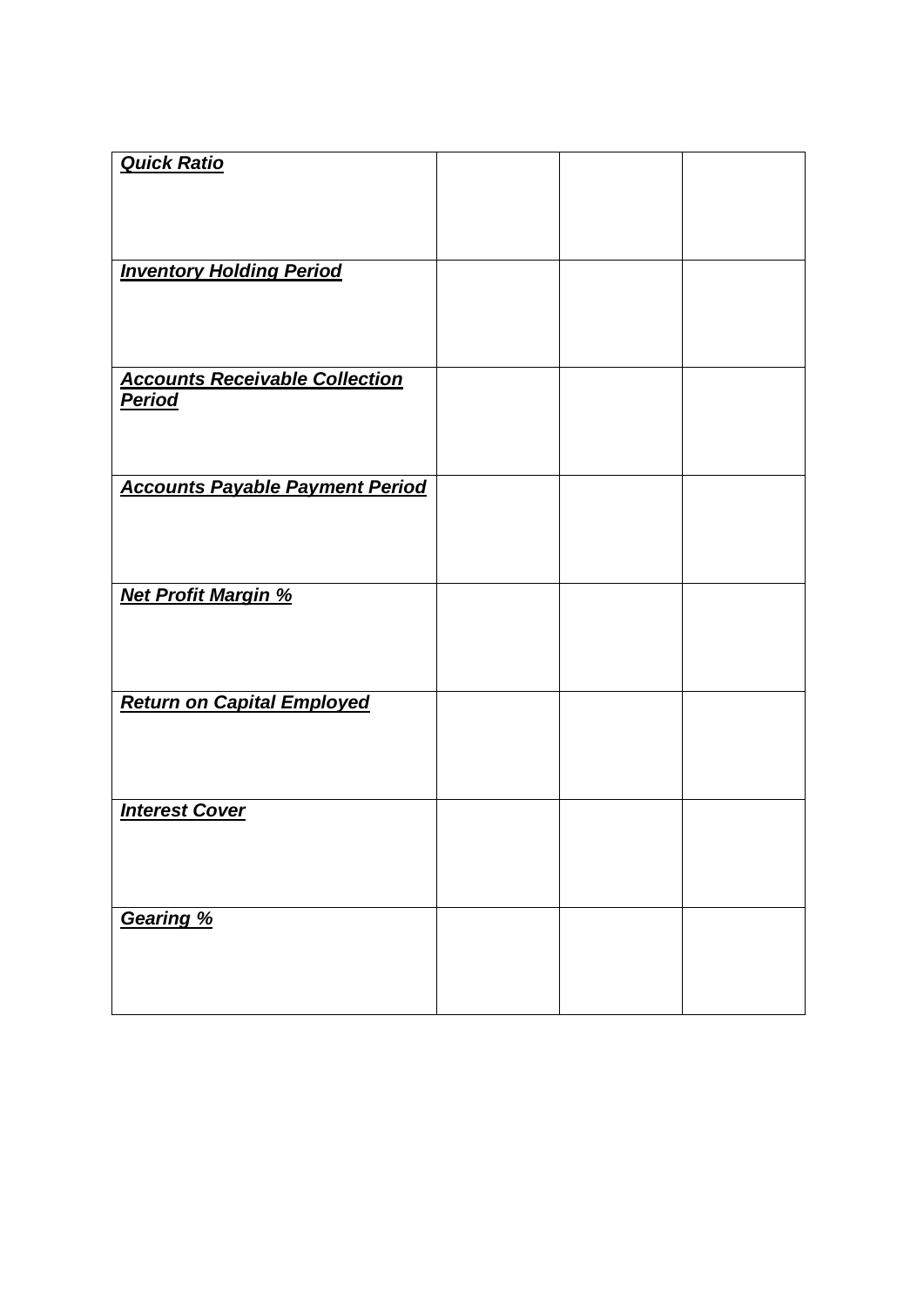| | | | |
|---|---|---|---|
| ***Quick Ratio*** | | | |
| ***Inventory Holding Period*** | | | |
| ***Accounts Receivable Collection Period*** | | | |
| ***Accounts Payable Payment Period*** | | | |
| ***Net Profit Margin %*** | | | |
| ***Return on Capital Employed*** | | | |
| ***Interest Cover*** | | | |
| ***Gearing %*** | | | |